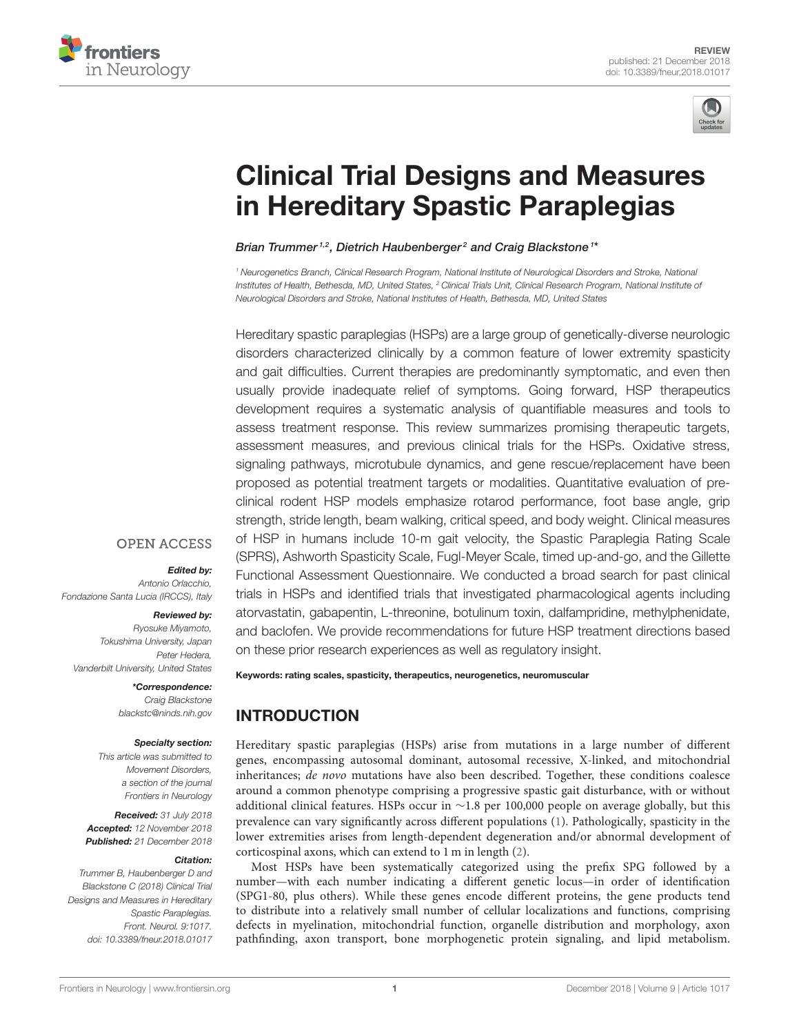REVIEW
published: 21 December 2018
doi: 10.3389/fneur.2018.01017

# Clinical Trial Designs and Measures in Hereditary Spastic Paraplegias

*Brian Trummer*[1,2], *Dietrich Haubenberger*[2] *and Craig Blackstone*[1]*

[1] Neurogenetics Branch, Clinical Research Program, National Institute of Neurological Disorders and Stroke, National Institutes of Health, Bethesda, MD, United States, [2] Clinical Trials Unit, Clinical Research Program, National Institute of Neurological Disorders and Stroke, National Institutes of Health, Bethesda, MD, United States

Hereditary spastic paraplegias (HSPs) are a large group of genetically-diverse neurologic disorders characterized clinically by a common feature of lower extremity spasticity and gait difficulties. Current therapies are predominantly symptomatic, and even then usually provide inadequate relief of symptoms. Going forward, HSP therapeutics development requires a systematic analysis of quantifiable measures and tools to assess treatment response. This review summarizes promising therapeutic targets, assessment measures, and previous clinical trials for the HSPs. Oxidative stress, signaling pathways, microtubule dynamics, and gene rescue/replacement have been proposed as potential treatment targets or modalities. Quantitative evaluation of pre-clinical rodent HSP models emphasize rotarod performance, foot base angle, grip strength, stride length, beam walking, critical speed, and body weight. Clinical measures of HSP in humans include 10-m gait velocity, the Spastic Paraplegia Rating Scale (SPRS), Ashworth Spasticity Scale, Fugl-Meyer Scale, timed up-and-go, and the Gillette Functional Assessment Questionnaire. We conducted a broad search for past clinical trials in HSPs and identified trials that investigated pharmacological agents including atorvastatin, gabapentin, L-threonine, botulinum toxin, dalfampridine, methylphenidate, and baclofen. We provide recommendations for future HSP treatment directions based on these prior research experiences as well as regulatory insight.

**Keywords: rating scales, spasticity, therapeutics, neurogenetics, neuromuscular**

OPEN ACCESS

***Edited by:***
*Antonio Orlacchio,*
*Fondazione Santa Lucia (IRCCS), Italy*

***Reviewed by:***
*Ryosuke Miyamoto,*
*Tokushima University, Japan*
*Peter Hedera,*
*Vanderbilt University, United States*

***\*Correspondence:***
*Craig Blackstone*
*blackstc@ninds.nih.gov*

***Specialty section:***
*This article was submitted to Movement Disorders, a section of the journal Frontiers in Neurology*

***Received:*** *31 July 2018*
***Accepted:*** *12 November 2018*
***Published:*** *21 December 2018*

***Citation:***
*Trummer B, Haubenberger D and Blackstone C (2018) Clinical Trial Designs and Measures in Hereditary Spastic Paraplegias. Front. Neurol. 9:1017. doi: 10.3389/fneur.2018.01017*

## INTRODUCTION

Hereditary spastic paraplegias (HSPs) arise from mutations in a large number of different genes, encompassing autosomal dominant, autosomal recessive, X-linked, and mitochondrial inheritances; *de novo* mutations have also been described. Together, these conditions coalesce around a common phenotype comprising a progressive spastic gait disturbance, with or without additional clinical features. HSPs occur in ~1.8 per 100,000 people on average globally, but this prevalence can vary significantly across different populations (1). Pathologically, spasticity in the lower extremities arises from length-dependent degeneration and/or abnormal development of corticospinal axons, which can extend to 1 m in length (2).

Most HSPs have been systematically categorized using the prefix SPG followed by a number—with each number indicating a different genetic locus—in order of identification (SPG1-80, plus others). While these genes encode different proteins, the gene products tend to distribute into a relatively small number of cellular localizations and functions, comprising defects in myelination, mitochondrial function, organelle distribution and morphology, axon pathfinding, axon transport, bone morphogenetic protein signaling, and lipid metabolism.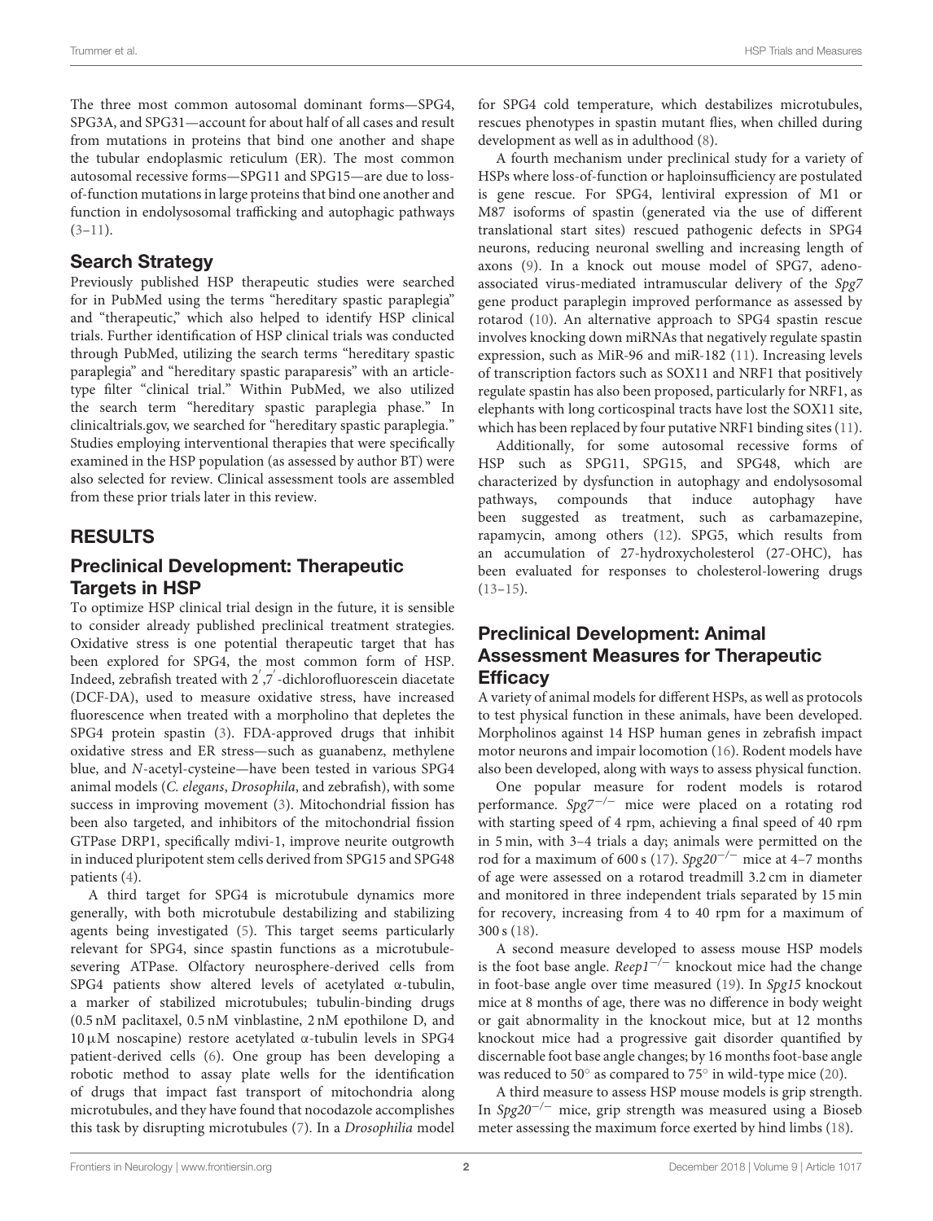The three most common autosomal dominant forms—SPG4, SPG3A, and SPG31—account for about half of all cases and result from mutations in proteins that bind one another and shape the tubular endoplasmic reticulum (ER). The most common autosomal recessive forms—SPG11 and SPG15—are due to loss-of-function mutations in large proteins that bind one another and function in endolysosomal trafficking and autophagic pathways (3–11).

## Search Strategy

Previously published HSP therapeutic studies were searched for in PubMed using the terms "hereditary spastic paraplegia" and "therapeutic," which also helped to identify HSP clinical trials. Further identification of HSP clinical trials was conducted through PubMed, utilizing the search terms "hereditary spastic paraplegia" and "hereditary spastic paraparesis" with an article-type filter "clinical trial." Within PubMed, we also utilized the search term "hereditary spastic paraplegia phase." In clinicaltrials.gov, we searched for "hereditary spastic paraplegia." Studies employing interventional therapies that were specifically examined in the HSP population (as assessed by author BT) were also selected for review. Clinical assessment tools are assembled from these prior trials later in this review.

# RESULTS

## Preclinical Development: Therapeutic Targets in HSP

To optimize HSP clinical trial design in the future, it is sensible to consider already published preclinical treatment strategies. Oxidative stress is one potential therapeutic target that has been explored for SPG4, the most common form of HSP. Indeed, zebrafish treated with 2′,7′-dichlorofluorescein diacetate (DCF-DA), used to measure oxidative stress, have increased fluorescence when treated with a morpholino that depletes the SPG4 protein spastin (3). FDA-approved drugs that inhibit oxidative stress and ER stress—such as guanabenz, methylene blue, and *N*-acetyl-cysteine—have been tested in various SPG4 animal models (*C. elegans*, *Drosophila*, and zebrafish), with some success in improving movement (3). Mitochondrial fission has been also targeted, and inhibitors of the mitochondrial fission GTPase DRP1, specifically mdivi-1, improve neurite outgrowth in induced pluripotent stem cells derived from SPG15 and SPG48 patients (4).

A third target for SPG4 is microtubule dynamics more generally, with both microtubule destabilizing and stabilizing agents being investigated (5). This target seems particularly relevant for SPG4, since spastin functions as a microtubule-severing ATPase. Olfactory neurosphere-derived cells from SPG4 patients show altered levels of acetylated α-tubulin, a marker of stabilized microtubules; tubulin-binding drugs (0.5 nM paclitaxel, 0.5 nM vinblastine, 2 nM epothilone D, and 10 μM noscapine) restore acetylated α-tubulin levels in SPG4 patient-derived cells (6). One group has been developing a robotic method to assay plate wells for the identification of drugs that impact fast transport of mitochondria along microtubules, and they have found that nocodazole accomplishes this task by disrupting microtubules (7). In a *Drosophilia* model for SPG4 cold temperature, which destabilizes microtubules, rescues phenotypes in spastin mutant flies, when chilled during development as well as in adulthood (8).

A fourth mechanism under preclinical study for a variety of HSPs where loss-of-function or haploinsufficiency are postulated is gene rescue. For SPG4, lentiviral expression of M1 or M87 isoforms of spastin (generated via the use of different translational start sites) rescued pathogenic defects in SPG4 neurons, reducing neuronal swelling and increasing length of axons (9). In a knock out mouse model of SPG7, adeno-associated virus-mediated intramuscular delivery of the *Spg7* gene product paraplegin improved performance as assessed by rotarod (10). An alternative approach to SPG4 spastin rescue involves knocking down miRNAs that negatively regulate spastin expression, such as MiR-96 and miR-182 (11). Increasing levels of transcription factors such as SOX11 and NRF1 that positively regulate spastin has also been proposed, particularly for NRF1, as elephants with long corticospinal tracts have lost the SOX11 site, which has been replaced by four putative NRF1 binding sites (11).

Additionally, for some autosomal recessive forms of HSP such as SPG11, SPG15, and SPG48, which are characterized by dysfunction in autophagy and endolysosomal pathways, compounds that induce autophagy have been suggested as treatment, such as carbamazepine, rapamycin, among others (12). SPG5, which results from an accumulation of 27-hydroxycholesterol (27-OHC), has been evaluated for responses to cholesterol-lowering drugs (13–15).

## Preclinical Development: Animal Assessment Measures for Therapeutic Efficacy

A variety of animal models for different HSPs, as well as protocols to test physical function in these animals, have been developed. Morpholinos against 14 HSP human genes in zebrafish impact motor neurons and impair locomotion (16). Rodent models have also been developed, along with ways to assess physical function.

One popular measure for rodent models is rotarod performance. *Spg7*$^{-/-}$ mice were placed on a rotating rod with starting speed of 4 rpm, achieving a final speed of 40 rpm in 5 min, with 3–4 trials a day; animals were permitted on the rod for a maximum of 600 s (17). *Spg20*$^{-/-}$ mice at 4–7 months of age were assessed on a rotarod treadmill 3.2 cm in diameter and monitored in three independent trials separated by 15 min for recovery, increasing from 4 to 40 rpm for a maximum of 300 s (18).

A second measure developed to assess mouse HSP models is the foot base angle. *Reep1*$^{-/-}$ knockout mice had the change in foot-base angle over time measured (19). In *Spg15* knockout mice at 8 months of age, there was no difference in body weight or gait abnormality in the knockout mice, but at 12 months knockout mice had a progressive gait disorder quantified by discernable foot base angle changes; by 16 months foot-base angle was reduced to 50° as compared to 75° in wild-type mice (20).

A third measure to assess HSP mouse models is grip strength. In *Spg20*$^{-/-}$ mice, grip strength was measured using a Bioseb meter assessing the maximum force exerted by hind limbs (18).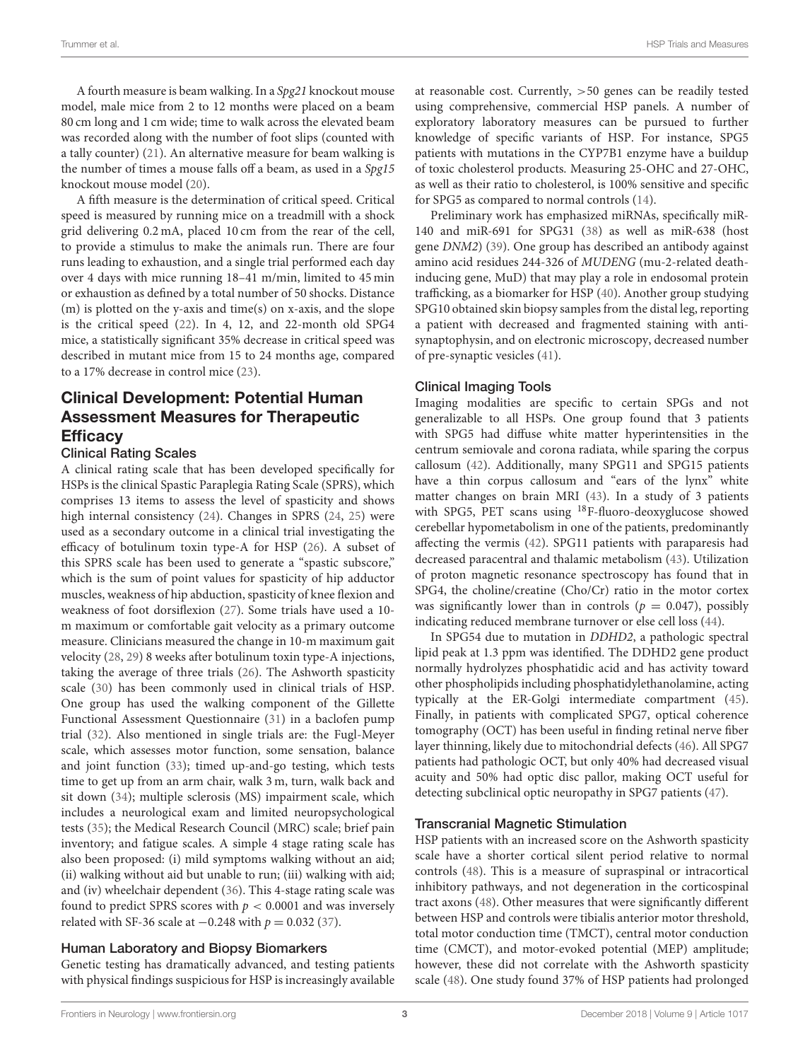A fourth measure is beam walking. In a *Spg21* knockout mouse model, male mice from 2 to 12 months were placed on a beam 80 cm long and 1 cm wide; time to walk across the elevated beam was recorded along with the number of foot slips (counted with a tally counter) (21). An alternative measure for beam walking is the number of times a mouse falls off a beam, as used in a *Spg15* knockout mouse model (20).

A fifth measure is the determination of critical speed. Critical speed is measured by running mice on a treadmill with a shock grid delivering 0.2 mA, placed 10 cm from the rear of the cell, to provide a stimulus to make the animals run. There are four runs leading to exhaustion, and a single trial performed each day over 4 days with mice running 18–41 m/min, limited to 45 min or exhaustion as defined by a total number of 50 shocks. Distance (m) is plotted on the y-axis and time(s) on x-axis, and the slope is the critical speed (22). In 4, 12, and 22-month old SPG4 mice, a statistically significant 35% decrease in critical speed was described in mutant mice from 15 to 24 months age, compared to a 17% decrease in control mice (23).

## Clinical Development: Potential Human Assessment Measures for Therapeutic Efficacy

### Clinical Rating Scales

A clinical rating scale that has been developed specifically for HSPs is the clinical Spastic Paraplegia Rating Scale (SPRS), which comprises 13 items to assess the level of spasticity and shows high internal consistency (24). Changes in SPRS (24, 25) were used as a secondary outcome in a clinical trial investigating the efficacy of botulinum toxin type-A for HSP (26). A subset of this SPRS scale has been used to generate a "spastic subscore," which is the sum of point values for spasticity of hip adductor muscles, weakness of hip abduction, spasticity of knee flexion and weakness of foot dorsiflexion (27). Some trials have used a 10-m maximum or comfortable gait velocity as a primary outcome measure. Clinicians measured the change in 10-m maximum gait velocity (28, 29) 8 weeks after botulinum toxin type-A injections, taking the average of three trials (26). The Ashworth spasticity scale (30) has been commonly used in clinical trials of HSP. One group has used the walking component of the Gillette Functional Assessment Questionnaire (31) in a baclofen pump trial (32). Also mentioned in single trials are: the Fugl-Meyer scale, which assesses motor function, some sensation, balance and joint function (33); timed up-and-go testing, which tests time to get up from an arm chair, walk 3 m, turn, walk back and sit down (34); multiple sclerosis (MS) impairment scale, which includes a neurological exam and limited neuropsychological tests (35); the Medical Research Council (MRC) scale; brief pain inventory; and fatigue scales. A simple 4 stage rating scale has also been proposed: (i) mild symptoms walking without an aid; (ii) walking without aid but unable to run; (iii) walking with aid; and (iv) wheelchair dependent (36). This 4-stage rating scale was found to predict SPRS scores with $p < 0.0001$ and was inversely related with SF-36 scale at $-0.248$ with $p = 0.032$ (37).

### Human Laboratory and Biopsy Biomarkers

Genetic testing has dramatically advanced, and testing patients with physical findings suspicious for HSP is increasingly available at reasonable cost. Currently, >50 genes can be readily tested using comprehensive, commercial HSP panels. A number of exploratory laboratory measures can be pursued to further knowledge of specific variants of HSP. For instance, SPG5 patients with mutations in the CYP7B1 enzyme have a buildup of toxic cholesterol products. Measuring 25-OHC and 27-OHC, as well as their ratio to cholesterol, is 100% sensitive and specific for SPG5 as compared to normal controls (14).

Preliminary work has emphasized miRNAs, specifically miR-140 and miR-691 for SPG31 (38) as well as miR-638 (host gene *DNM2*) (39). One group has described an antibody against amino acid residues 244-326 of *MUDENG* (mu-2-related death-inducing gene, MuD) that may play a role in endosomal protein trafficking, as a biomarker for HSP (40). Another group studying SPG10 obtained skin biopsy samples from the distal leg, reporting a patient with decreased and fragmented staining with anti-synaptophysin, and on electronic microscopy, decreased number of pre-synaptic vesicles (41).

### Clinical Imaging Tools

Imaging modalities are specific to certain SPGs and not generalizable to all HSPs. One group found that 3 patients with SPG5 had diffuse white matter hyperintensities in the centrum semiovale and corona radiata, while sparing the corpus callosum (42). Additionally, many SPG11 and SPG15 patients have a thin corpus callosum and "ears of the lynx" white matter changes on brain MRI (43). In a study of 3 patients with SPG5, PET scans using $^{18}$F-fluoro-deoxyglucose showed cerebellar hypometabolism in one of the patients, predominantly affecting the vermis (42). SPG11 patients with paraparesis had decreased paracentral and thalamic metabolism (43). Utilization of proton magnetic resonance spectroscopy has found that in SPG4, the choline/creatine (Cho/Cr) ratio in the motor cortex was significantly lower than in controls ($p = 0.047$), possibly indicating reduced membrane turnover or else cell loss (44).

In SPG54 due to mutation in *DDHD2*, a pathologic spectral lipid peak at 1.3 ppm was identified. The DDHD2 gene product normally hydrolyzes phosphatidic acid and has activity toward other phospholipids including phosphatidylethanolamine, acting typically at the ER-Golgi intermediate compartment (45). Finally, in patients with complicated SPG7, optical coherence tomography (OCT) has been useful in finding retinal nerve fiber layer thinning, likely due to mitochondrial defects (46). All SPG7 patients had pathologic OCT, but only 40% had decreased visual acuity and 50% had optic disc pallor, making OCT useful for detecting subclinical optic neuropathy in SPG7 patients (47).

### Transcranial Magnetic Stimulation

HSP patients with an increased score on the Ashworth spasticity scale have a shorter cortical silent period relative to normal controls (48). This is a measure of supraspinal or intracortical inhibitory pathways, and not degeneration in the corticospinal tract axons (48). Other measures that were significantly different between HSP and controls were tibialis anterior motor threshold, total motor conduction time (TMCT), central motor conduction time (CMCT), and motor-evoked potential (MEP) amplitude; however, these did not correlate with the Ashworth spasticity scale (48). One study found 37% of HSP patients had prolonged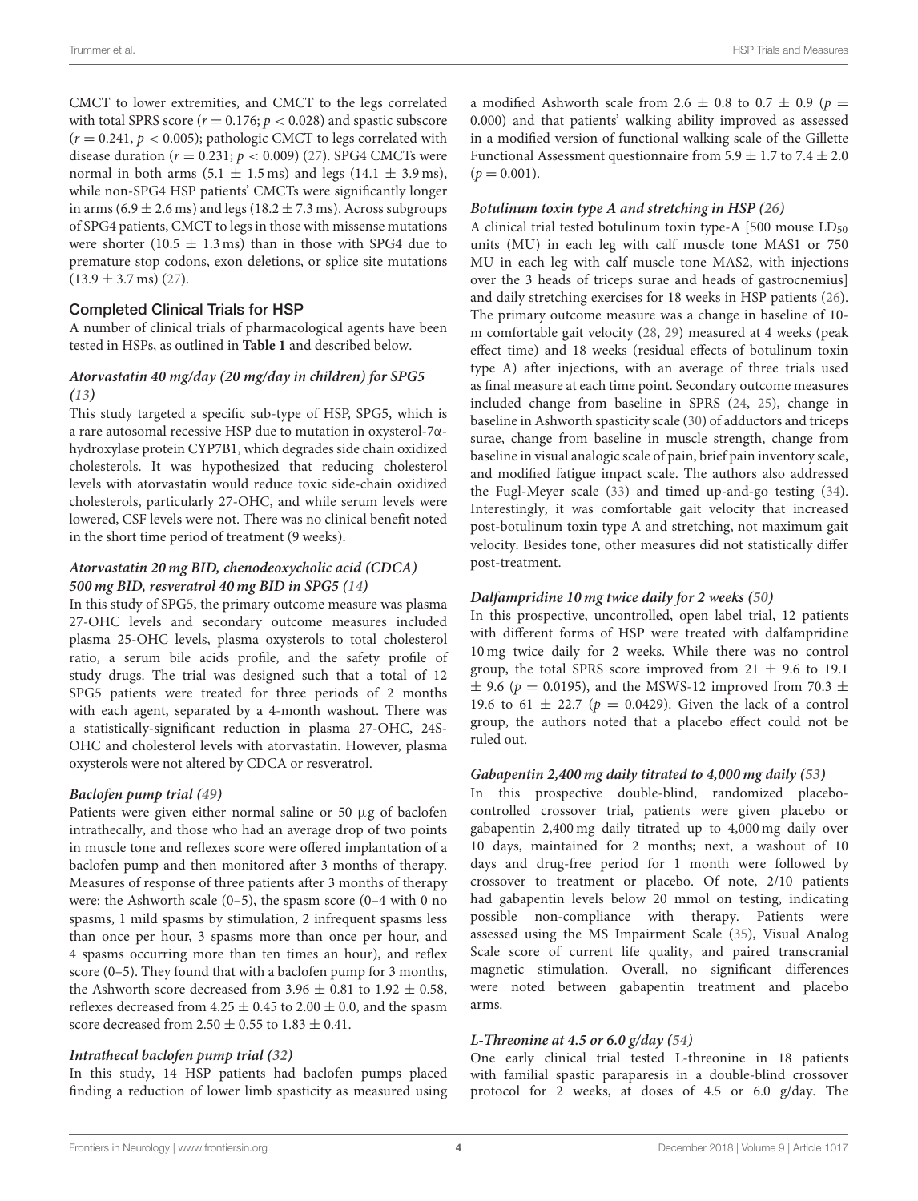CMCT to lower extremities, and CMCT to the legs correlated with total SPRS score ($r = 0.176$; $p < 0.028$) and spastic subscore ($r = 0.241$, $p < 0.005$); pathologic CMCT to legs correlated with disease duration ($r = 0.231$; $p < 0.009$) (27). SPG4 CMCTs were normal in both arms ($5.1 \pm 1.5$ ms) and legs ($14.1 \pm 3.9$ ms), while non-SPG4 HSP patients' CMCTs were significantly longer in arms ($6.9 \pm 2.6$ ms) and legs ($18.2 \pm 7.3$ ms). Across subgroups of SPG4 patients, CMCT to legs in those with missense mutations were shorter ($10.5 \pm 1.3$ ms) than in those with SPG4 due to premature stop codons, exon deletions, or splice site mutations ($13.9 \pm 3.7$ ms) (27).

## Completed Clinical Trials for HSP

A number of clinical trials of pharmacological agents have been tested in HSPs, as outlined in **Table 1** and described below.

### *Atorvastatin 40 mg/day (20 mg/day in children) for SPG5 (13)*

This study targeted a specific sub-type of HSP, SPG5, which is a rare autosomal recessive HSP due to mutation in oxysterol-7$\alpha$-hydroxylase protein CYP7B1, which degrades side chain oxidized cholesterols. It was hypothesized that reducing cholesterol levels with atorvastatin would reduce toxic side-chain oxidized cholesterols, particularly 27-OHC, and while serum levels were lowered, CSF levels were not. There was no clinical benefit noted in the short time period of treatment (9 weeks).

### *Atorvastatin 20 mg BID, chenodeoxycholic acid (CDCA) 500 mg BID, resveratrol 40 mg BID in SPG5 (14)*

In this study of SPG5, the primary outcome measure was plasma 27-OHC levels and secondary outcome measures included plasma 25-OHC levels, plasma oxysterols to total cholesterol ratio, a serum bile acids profile, and the safety profile of study drugs. The trial was designed such that a total of 12 SPG5 patients were treated for three periods of 2 months with each agent, separated by a 4-month washout. There was a statistically-significant reduction in plasma 27-OHC, 24S-OHC and cholesterol levels with atorvastatin. However, plasma oxysterols were not altered by CDCA or resveratrol.

### *Baclofen pump trial (49)*

Patients were given either normal saline or 50 μg of baclofen intrathecally, and those who had an average drop of two points in muscle tone and reflexes score were offered implantation of a baclofen pump and then monitored after 3 months of therapy. Measures of response of three patients after 3 months of therapy were: the Ashworth scale (0–5), the spasm score (0–4 with 0 no spasms, 1 mild spasms by stimulation, 2 infrequent spasms less than once per hour, 3 spasms more than once per hour, and 4 spasms occurring more than ten times an hour), and reflex score (0–5). They found that with a baclofen pump for 3 months, the Ashworth score decreased from $3.96 \pm 0.81$ to $1.92 \pm 0.58$, reflexes decreased from $4.25 \pm 0.45$ to $2.00 \pm 0.0$, and the spasm score decreased from $2.50 \pm 0.55$ to $1.83 \pm 0.41$.

### *Intrathecal baclofen pump trial (32)*

In this study, 14 HSP patients had baclofen pumps placed finding a reduction of lower limb spasticity as measured using a modified Ashworth scale from $2.6 \pm 0.8$ to $0.7 \pm 0.9$ ($p = 0.000$) and that patients' walking ability improved as assessed in a modified version of functional walking scale of the Gillette Functional Assessment questionnaire from $5.9 \pm 1.7$ to $7.4 \pm 2.0$ ($p = 0.001$).

### *Botulinum toxin type A and stretching in HSP (26)*

A clinical trial tested botulinum toxin type-A [500 mouse $LD_{50}$ units (MU) in each leg with calf muscle tone MAS1 or 750 MU in each leg with calf muscle tone MAS2, with injections over the 3 heads of triceps surae and heads of gastrocnemius] and daily stretching exercises for 18 weeks in HSP patients (26). The primary outcome measure was a change in baseline of 10-m comfortable gait velocity (28, 29) measured at 4 weeks (peak effect time) and 18 weeks (residual effects of botulinum toxin type A) after injections, with an average of three trials used as final measure at each time point. Secondary outcome measures included change from baseline in SPRS (24, 25), change in baseline in Ashworth spasticity scale (30) of adductors and triceps surae, change from baseline in muscle strength, change from baseline in visual analogic scale of pain, brief pain inventory scale, and modified fatigue impact scale. The authors also addressed the Fugl-Meyer scale (33) and timed up-and-go testing (34). Interestingly, it was comfortable gait velocity that increased post-botulinum toxin type A and stretching, not maximum gait velocity. Besides tone, other measures did not statistically differ post-treatment.

### *Dalfampridine 10 mg twice daily for 2 weeks (50)*

In this prospective, uncontrolled, open label trial, 12 patients with different forms of HSP were treated with dalfampridine 10 mg twice daily for 2 weeks. While there was no control group, the total SPRS score improved from $21 \pm 9.6$ to $19.1 \pm 9.6$ ($p = 0.0195$), and the MSWS-12 improved from $70.3 \pm 19.6$ to $61 \pm 22.7$ ($p = 0.0429$). Given the lack of a control group, the authors noted that a placebo effect could not be ruled out.

### *Gabapentin 2,400 mg daily titrated to 4,000 mg daily (53)*

In this prospective double-blind, randomized placebo-controlled crossover trial, patients were given placebo or gabapentin 2,400 mg daily titrated up to 4,000 mg daily over 10 days, maintained for 2 months; next, a washout of 10 days and drug-free period for 1 month were followed by crossover to treatment or placebo. Of note, 2/10 patients had gabapentin levels below 20 mmol on testing, indicating possible non-compliance with therapy. Patients were assessed using the MS Impairment Scale (35), Visual Analog Scale score of current life quality, and paired transcranial magnetic stimulation. Overall, no significant differences were noted between gabapentin treatment and placebo arms.

### *L-Threonine at 4.5 or 6.0 g/day (54)*

One early clinical trial tested L-threonine in 18 patients with familial spastic paraparesis in a double-blind crossover protocol for 2 weeks, at doses of 4.5 or 6.0 g/day. The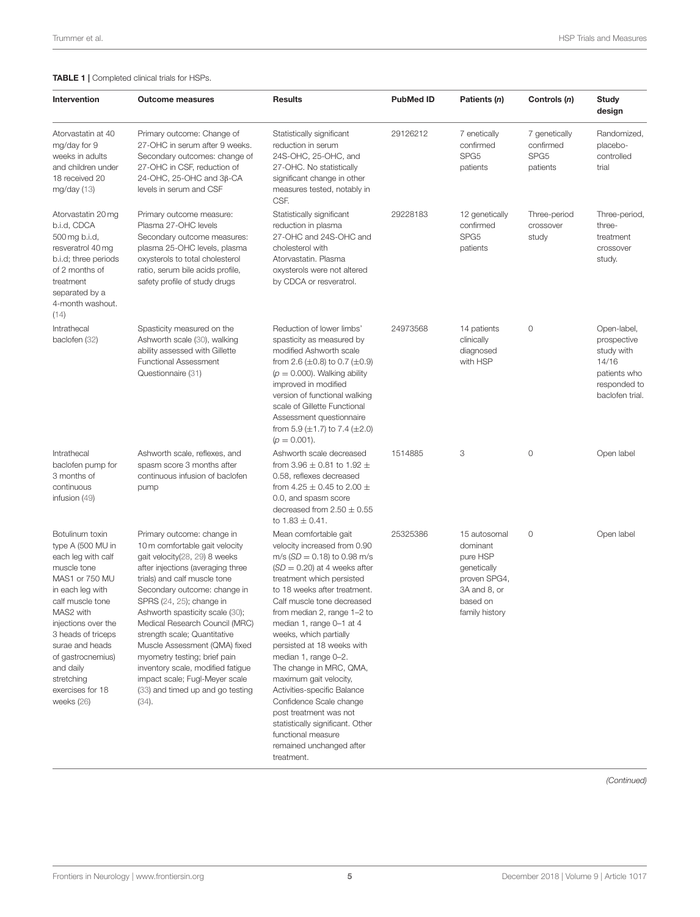**TABLE 1 |** Completed clinical trials for HSPs.

| Intervention | Outcome measures | Results | PubMed ID | Patients (*n*) | Controls (*n*) | Study design |
|---|---|---|---|---|---|---|
| Atorvastatin at 40 mg/day for 9 weeks in adults and children under 18 received 20 mg/day (13) | Primary outcome: Change of 27-OHC in serum after 9 weeks. Secondary outcomes: change of 27-OHC in CSF, reduction of 24-OHC, 25-OHC and 3β-CA levels in serum and CSF | Statistically significant reduction in serum 24S-OHC, 25-OHC, and 27-OHC. No statistically significant change in other measures tested, notably in CSF. | 29126212 | 7 enetically confirmed SPG5 patients | 7 genetically confirmed SPG5 patients | Randomized, placebo-controlled trial |
| Atorvastatin 20 mg b.i.d, CDCA 500 mg b.i.d, resveratrol 40 mg b.i.d; three periods of 2 months of treatment separated by a 4-month washout. (14) | Primary outcome measure: Plasma 27-OHC levels Secondary outcome measures: plasma 25-OHC levels, plasma oxysterols to total cholesterol ratio, serum bile acids profile, safety profile of study drugs | Statistically significant reduction in plasma 27-OHC and 24S-OHC and cholesterol with Atorvastatin. Plasma oxysterols were not altered by CDCA or resveratrol. | 29228183 | 12 genetically confirmed SPG5 patients | Three-period crossover study | Three-period, three-treatment crossover study. |
| Intrathecal baclofen (32) | Spasticity measured on the Ashworth scale (30), walking ability assessed with Gillette Functional Assessment Questionnaire (31) | Reduction of lower limbs' spasticity as measured by modified Ashworth scale from 2.6 (±0.8) to 0.7 (±0.9) ($p = 0.000$). Walking ability improved in modified version of functional walking scale of Gillette Functional Assessment questionnaire from 5.9 (±1.7) to 7.4 (±2.0) ($p = 0.001$). | 24973568 | 14 patients clinically diagnosed with HSP | 0 | Open-label, prospective study with 14/16 patients who responded to baclofen trial. |
| Intrathecal baclofen pump for 3 months of continuous infusion (49) | Ashworth scale, reflexes, and spasm score 3 months after continuous infusion of baclofen pump | Ashworth scale decreased from 3.96 ± 0.81 to 1.92 ± 0.58, reflexes decreased from 4.25 ± 0.45 to 2.00 ± 0.0, and spasm score decreased from 2.50 ± 0.55 to 1.83 ± 0.41. | 1514885 | 3 | 0 | Open label |
| Botulinum toxin type A (500 MU in each leg with calf muscle tone MAS1 or 750 MU in each leg with calf muscle tone MAS2 with injections over the 3 heads of triceps surae and heads of gastrocnemius) and daily stretching exercises for 18 weeks (26) | Primary outcome: change in 10 m comfortable gait velocity gait velocity(28, 29) 8 weeks after injections (averaging three trials) and calf muscle tone Secondary outcome: change in SPRS (24, 25); change in Ashworth spasticity scale (30); Medical Research Council (MRC) strength scale; Quantitative Muscle Assessment (QMA) fixed myometry testing; brief pain inventory scale, modified fatigue impact scale; Fugl-Meyer scale (33) and timed up and go testing (34). | Mean comfortable gait velocity increased from 0.90 m/s ($SD = 0.18$) to 0.98 m/s ($SD = 0.20$) at 4 weeks after treatment which persisted to 18 weeks after treatment. Calf muscle tone decreased from median 2, range 1–2 to median 1, range 0–1 at 4 weeks, which partially persisted at 18 weeks with median 1, range 0–2. The change in MRC, QMA, maximum gait velocity, Activities-specific Balance Confidence Scale change post treatment was not statistically significant. Other functional measure remained unchanged after treatment. | 25325386 | 15 autosomal dominant pure HSP genetically proven SPG4, 3A and 8, or based on family history | 0 | Open label |

*(Continued)*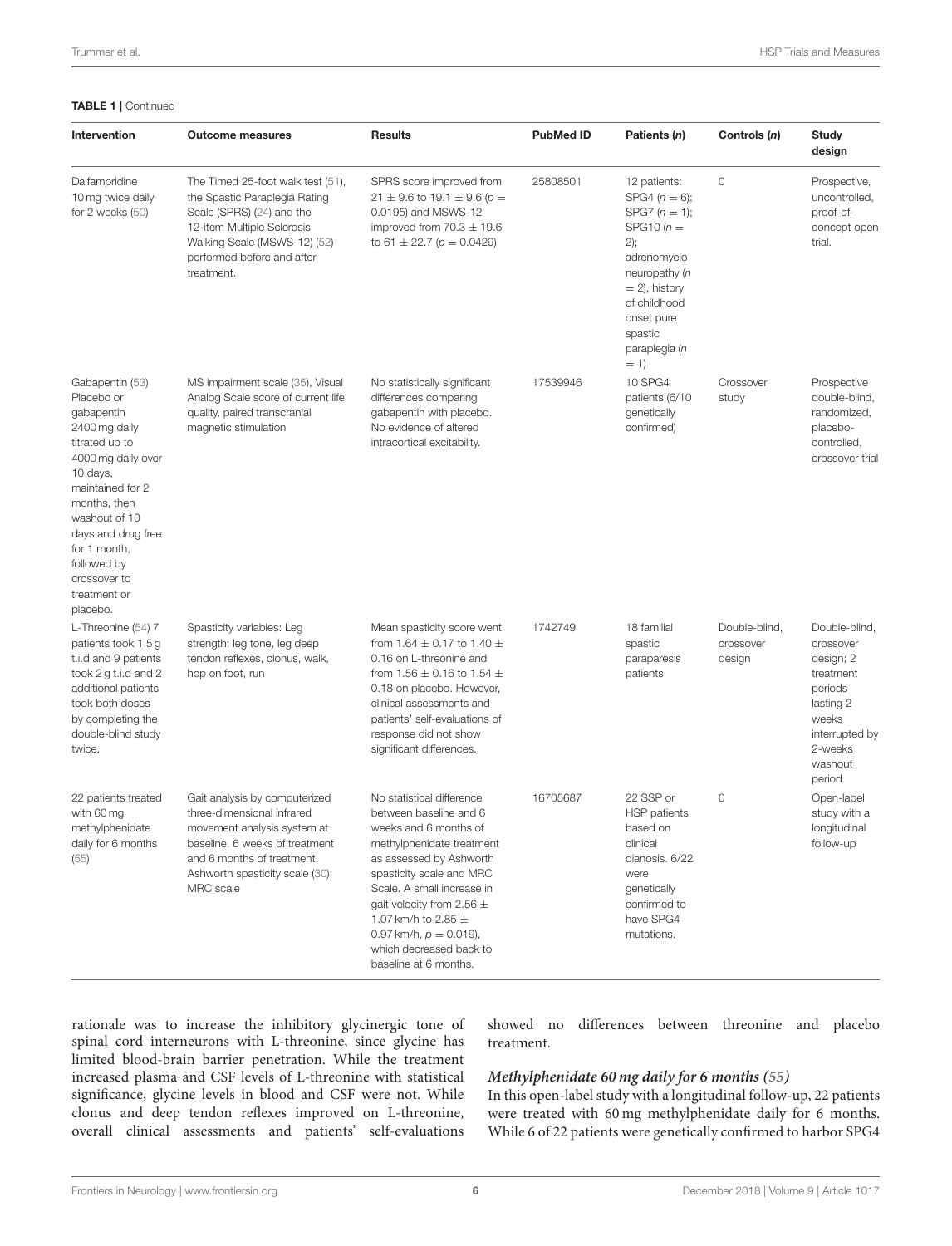**TABLE 1** | Continued

| Intervention | Outcome measures | Results | PubMed ID | Patients (n) | Controls (n) | Study design |
|---|---|---|---|---|---|---|
| Dalfampridine 10 mg twice daily for 2 weeks (50) | The Timed 25-foot walk test (51), the Spastic Paraplegia Rating Scale (SPRS) (24) and the 12-item Multiple Sclerosis Walking Scale (MSWS-12) (52) performed before and after treatment. | SPRS score improved from $21 \pm 9.6$ to $19.1 \pm 9.6$ ($p = 0.0195$) and MSWS-12 improved from $70.3 \pm 19.6$ to $61 \pm 22.7$ ($p = 0.0429$) | 25808501 | 12 patients: SPG4 ($n = 6$); SPG7 ($n = 1$); SPG10 ($n = 2$); adrenomyelo neuropathy ($n = 2$), history of childhood onset pure spastic paraplegia ($n = 1$) | 0 | Prospective, uncontrolled, proof-of-concept open trial. |
| Gabapentin (53) Placebo or gabapentin 2400 mg daily titrated up to 4000 mg daily over 10 days, maintained for 2 months, then washout of 10 days and drug free for 1 month, followed by crossover to treatment or placebo. | MS impairment scale (35), Visual Analog Scale score of current life quality, paired transcranial magnetic stimulation | No statistically significant differences comparing gabapentin with placebo. No evidence of altered intracortical excitability. | 17539946 | 10 SPG4 patients (6/10 genetically confirmed) | Crossover study | Prospective double-blind, randomized, placebo-controlled, crossover trial |
| L-Threonine (54) 7 patients took 1.5 g t.i.d and 9 patients took 2 g t.i.d and 2 additional patients took both doses by completing the double-blind study twice. | Spasticity variables: Leg strength; leg tone, leg deep tendon reflexes, clonus, walk, hop on foot, run | Mean spasticity score went from $1.64 \pm 0.17$ to $1.40 \pm 0.16$ on L-threonine and from $1.56 \pm 0.16$ to $1.54 \pm 0.18$ on placebo. However, clinical assessments and patients' self-evaluations of response did not show significant differences. | 1742749 | 18 familial spastic paraparesis patients | Double-blind, crossover design | Double-blind, crossover design; 2 treatment periods lasting 2 weeks interrupted by 2-weeks washout period |
| 22 patients treated with 60 mg methylphenidate daily for 6 months (55) | Gait analysis by computerized three-dimensional infrared movement analysis system at baseline, 6 weeks of treatment and 6 months of treatment. Ashworth spasticity scale (30); MRC scale | No statistical difference between baseline and 6 weeks and 6 months of methylphenidate treatment as assessed by Ashworth spasticity scale and MRC Scale. A small increase in gait velocity from $2.56 \pm 1.07$ km/h to $2.85 \pm 0.97$ km/h, $p = 0.019$), which decreased back to baseline at 6 months. | 16705687 | 22 SSP or HSP patients based on clinical dianosis. 6/22 were genetically confirmed to have SPG4 mutations. | 0 | Open-label study with a longitudinal follow-up |

rationale was to increase the inhibitory glycinergic tone of spinal cord interneurons with L-threonine, since glycine has limited blood-brain barrier penetration. While the treatment increased plasma and CSF levels of L-threonine with statistical significance, glycine levels in blood and CSF were not. While clonus and deep tendon reflexes improved on L-threonine, overall clinical assessments and patients' self-evaluations showed no differences between threonine and placebo treatment.

#### *Methylphenidate 60 mg daily for 6 months (55)*

In this open-label study with a longitudinal follow-up, 22 patients were treated with 60 mg methylphenidate daily for 6 months. While 6 of 22 patients were genetically confirmed to harbor SPG4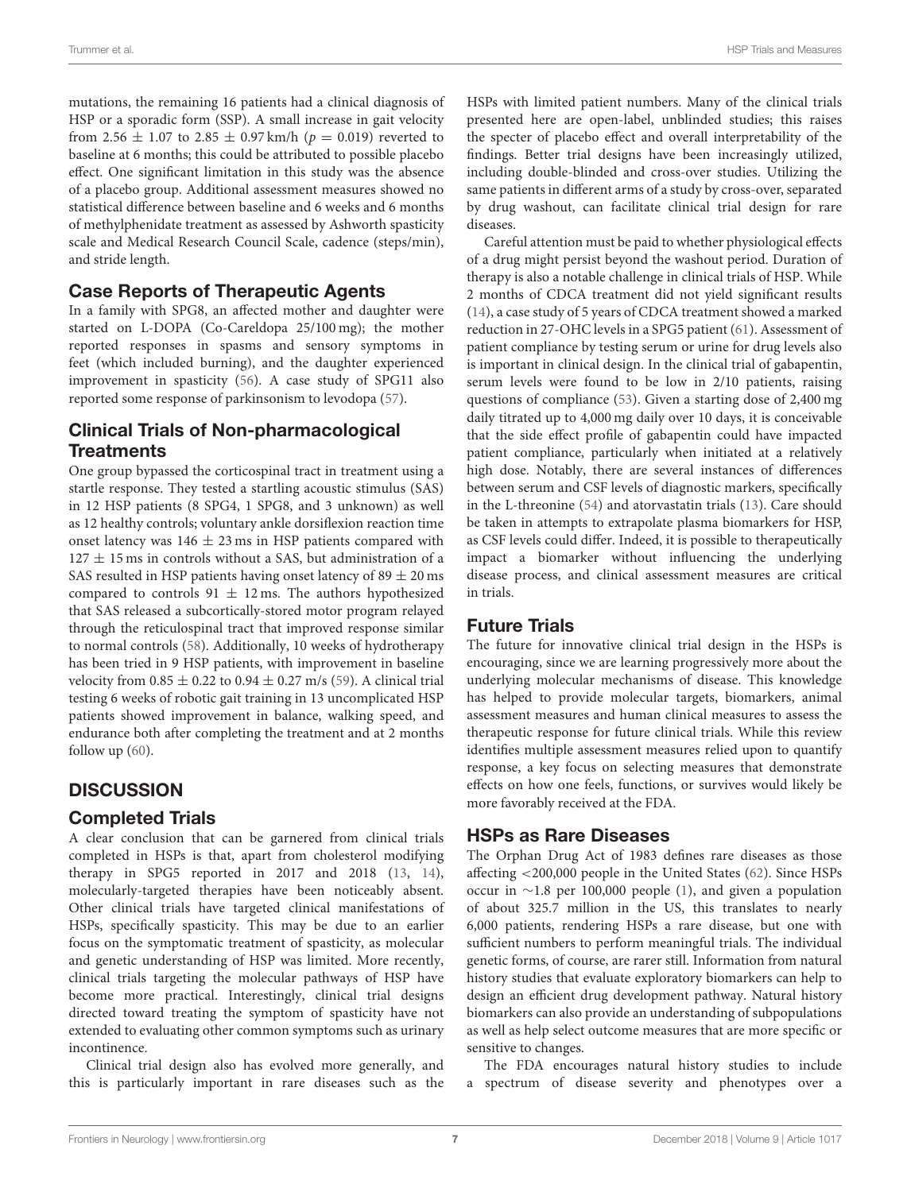mutations, the remaining 16 patients had a clinical diagnosis of HSP or a sporadic form (SSP). A small increase in gait velocity from $2.56 \pm 1.07$ to $2.85 \pm 0.97$ km/h ($p = 0.019$) reverted to baseline at 6 months; this could be attributed to possible placebo effect. One significant limitation in this study was the absence of a placebo group. Additional assessment measures showed no statistical difference between baseline and 6 weeks and 6 months of methylphenidate treatment as assessed by Ashworth spasticity scale and Medical Research Council Scale, cadence (steps/min), and stride length.

## Case Reports of Therapeutic Agents

In a family with SPG8, an affected mother and daughter were started on L-DOPA (Co-Careldopa 25/100 mg); the mother reported responses in spasms and sensory symptoms in feet (which included burning), and the daughter experienced improvement in spasticity (56). A case study of SPG11 also reported some response of parkinsonism to levodopa (57).

## Clinical Trials of Non-pharmacological Treatments

One group bypassed the corticospinal tract in treatment using a startle response. They tested a startling acoustic stimulus (SAS) in 12 HSP patients (8 SPG4, 1 SPG8, and 3 unknown) as well as 12 healthy controls; voluntary ankle dorsiflexion reaction time onset latency was $146 \pm 23$ ms in HSP patients compared with $127 \pm 15$ ms in controls without a SAS, but administration of a SAS resulted in HSP patients having onset latency of $89 \pm 20$ ms compared to controls $91 \pm 12$ ms. The authors hypothesized that SAS released a subcortically-stored motor program relayed through the reticulospinal tract that improved response similar to normal controls (58). Additionally, 10 weeks of hydrotherapy has been tried in 9 HSP patients, with improvement in baseline velocity from $0.85 \pm 0.22$ to $0.94 \pm 0.27$ m/s (59). A clinical trial testing 6 weeks of robotic gait training in 13 uncomplicated HSP patients showed improvement in balance, walking speed, and endurance both after completing the treatment and at 2 months follow up (60).

# DISCUSSION

## Completed Trials

A clear conclusion that can be garnered from clinical trials completed in HSPs is that, apart from cholesterol modifying therapy in SPG5 reported in 2017 and 2018 (13, 14), molecularly-targeted therapies have been noticeably absent. Other clinical trials have targeted clinical manifestations of HSPs, specifically spasticity. This may be due to an earlier focus on the symptomatic treatment of spasticity, as molecular and genetic understanding of HSP was limited. More recently, clinical trials targeting the molecular pathways of HSP have become more practical. Interestingly, clinical trial designs directed toward treating the symptom of spasticity have not extended to evaluating other common symptoms such as urinary incontinence.

Clinical trial design also has evolved more generally, and this is particularly important in rare diseases such as the HSPs with limited patient numbers. Many of the clinical trials presented here are open-label, unblinded studies; this raises the specter of placebo effect and overall interpretability of the findings. Better trial designs have been increasingly utilized, including double-blinded and cross-over studies. Utilizing the same patients in different arms of a study by cross-over, separated by drug washout, can facilitate clinical trial design for rare diseases.

Careful attention must be paid to whether physiological effects of a drug might persist beyond the washout period. Duration of therapy is also a notable challenge in clinical trials of HSP. While 2 months of CDCA treatment did not yield significant results (14), a case study of 5 years of CDCA treatment showed a marked reduction in 27-OHC levels in a SPG5 patient (61). Assessment of patient compliance by testing serum or urine for drug levels also is important in clinical design. In the clinical trial of gabapentin, serum levels were found to be low in 2/10 patients, raising questions of compliance (53). Given a starting dose of 2,400 mg daily titrated up to 4,000 mg daily over 10 days, it is conceivable that the side effect profile of gabapentin could have impacted patient compliance, particularly when initiated at a relatively high dose. Notably, there are several instances of differences between serum and CSF levels of diagnostic markers, specifically in the L-threonine (54) and atorvastatin trials (13). Care should be taken in attempts to extrapolate plasma biomarkers for HSP, as CSF levels could differ. Indeed, it is possible to therapeutically impact a biomarker without influencing the underlying disease process, and clinical assessment measures are critical in trials.

## Future Trials

The future for innovative clinical trial design in the HSPs is encouraging, since we are learning progressively more about the underlying molecular mechanisms of disease. This knowledge has helped to provide molecular targets, biomarkers, animal assessment measures and human clinical measures to assess the therapeutic response for future clinical trials. While this review identifies multiple assessment measures relied upon to quantify response, a key focus on selecting measures that demonstrate effects on how one feels, functions, or survives would likely be more favorably received at the FDA.

## HSPs as Rare Diseases

The Orphan Drug Act of 1983 defines rare diseases as those affecting <200,000 people in the United States (62). Since HSPs occur in ∼1.8 per 100,000 people (1), and given a population of about 325.7 million in the US, this translates to nearly 6,000 patients, rendering HSPs a rare disease, but one with sufficient numbers to perform meaningful trials. The individual genetic forms, of course, are rarer still. Information from natural history studies that evaluate exploratory biomarkers can help to design an efficient drug development pathway. Natural history biomarkers can also provide an understanding of subpopulations as well as help select outcome measures that are more specific or sensitive to changes.

The FDA encourages natural history studies to include a spectrum of disease severity and phenotypes over a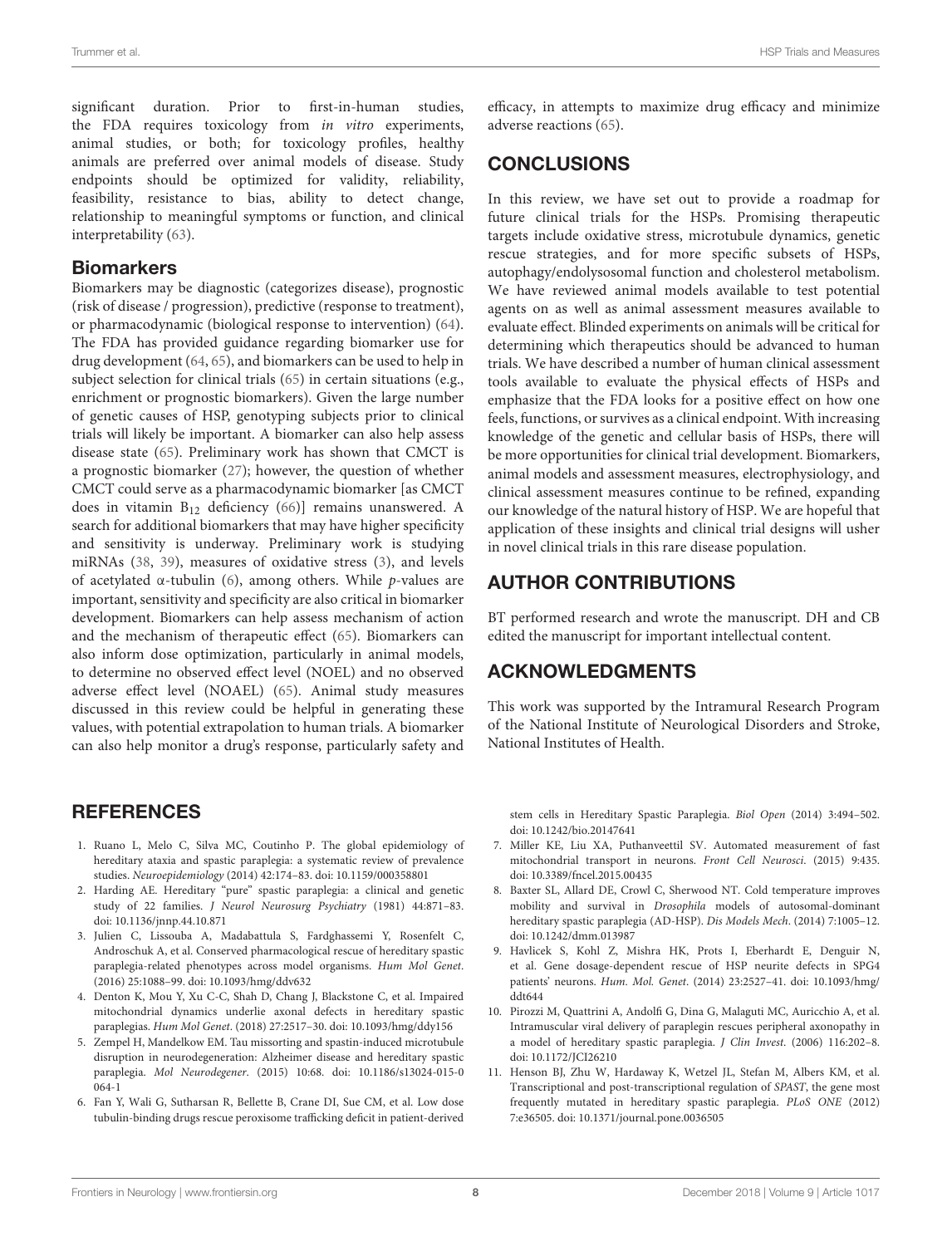significant duration. Prior to first-in-human studies, the FDA requires toxicology from *in vitro* experiments, animal studies, or both; for toxicology profiles, healthy animals are preferred over animal models of disease. Study endpoints should be optimized for validity, reliability, feasibility, resistance to bias, ability to detect change, relationship to meaningful symptoms or function, and clinical interpretability (63).

### Biomarkers

Biomarkers may be diagnostic (categorizes disease), prognostic (risk of disease / progression), predictive (response to treatment), or pharmacodynamic (biological response to intervention) (64). The FDA has provided guidance regarding biomarker use for drug development (64, 65), and biomarkers can be used to help in subject selection for clinical trials (65) in certain situations (e.g., enrichment or prognostic biomarkers). Given the large number of genetic causes of HSP, genotyping subjects prior to clinical trials will likely be important. A biomarker can also help assess disease state (65). Preliminary work has shown that CMCT is a prognostic biomarker (27); however, the question of whether CMCT could serve as a pharmacodynamic biomarker [as CMCT does in vitamin $B_{12}$ deficiency (66)] remains unanswered. A search for additional biomarkers that may have higher specificity and sensitivity is underway. Preliminary work is studying miRNAs (38, 39), measures of oxidative stress (3), and levels of acetylated α-tubulin (6), among others. While *p*-values are important, sensitivity and specificity are also critical in biomarker development. Biomarkers can help assess mechanism of action and the mechanism of therapeutic effect (65). Biomarkers can also inform dose optimization, particularly in animal models, to determine no observed effect level (NOEL) and no observed adverse effect level (NOAEL) (65). Animal study measures discussed in this review could be helpful in generating these values, with potential extrapolation to human trials. A biomarker can also help monitor a drug's response, particularly safety and efficacy, in attempts to maximize drug efficacy and minimize adverse reactions (65).

## CONCLUSIONS

In this review, we have set out to provide a roadmap for future clinical trials for the HSPs. Promising therapeutic targets include oxidative stress, microtubule dynamics, genetic rescue strategies, and for more specific subsets of HSPs, autophagy/endolysosomal function and cholesterol metabolism. We have reviewed animal models available to test potential agents on as well as animal assessment measures available to evaluate effect. Blinded experiments on animals will be critical for determining which therapeutics should be advanced to human trials. We have described a number of human clinical assessment tools available to evaluate the physical effects of HSPs and emphasize that the FDA looks for a positive effect on how one feels, functions, or survives as a clinical endpoint. With increasing knowledge of the genetic and cellular basis of HSPs, there will be more opportunities for clinical trial development. Biomarkers, animal models and assessment measures, electrophysiology, and clinical assessment measures continue to be refined, expanding our knowledge of the natural history of HSP. We are hopeful that application of these insights and clinical trial designs will usher in novel clinical trials in this rare disease population.

## AUTHOR CONTRIBUTIONS

BT performed research and wrote the manuscript. DH and CB edited the manuscript for important intellectual content.

## ACKNOWLEDGMENTS

This work was supported by the Intramural Research Program of the National Institute of Neurological Disorders and Stroke, National Institutes of Health.

## REFERENCES

1. Ruano L, Melo C, Silva MC, Coutinho P. The global epidemiology of hereditary ataxia and spastic paraplegia: a systematic review of prevalence studies. *Neuroepidemiology* (2014) 42:174–83. doi: 10.1159/000358801
2. Harding AE. Hereditary "pure" spastic paraplegia: a clinical and genetic study of 22 families. *J Neurol Neurosurg Psychiatry* (1981) 44:871–83. doi: 10.1136/jnnp.44.10.871
3. Julien C, Lissouba A, Madabattula S, Fardghassemi Y, Rosenfelt C, Androschuk A, et al. Conserved pharmacological rescue of hereditary spastic paraplegia-related phenotypes across model organisms. *Hum Mol Genet*. (2016) 25:1088–99. doi: 10.1093/hmg/ddv632
4. Denton K, Mou Y, Xu C-C, Shah D, Chang J, Blackstone C, et al. Impaired mitochondrial dynamics underlie axonal defects in hereditary spastic paraplegias. *Hum Mol Genet*. (2018) 27:2517–30. doi: 10.1093/hmg/ddy156
5. Zempel H, Mandelkow EM. Tau missorting and spastin-induced microtubule disruption in neurodegeneration: Alzheimer disease and hereditary spastic paraplegia. *Mol Neurodegener*. (2015) 10:68. doi: 10.1186/s13024-015-0064-1
6. Fan Y, Wali G, Sutharsan R, Bellette B, Crane DI, Sue CM, et al. Low dose tubulin-binding drugs rescue peroxisome trafficking deficit in patient-derived stem cells in Hereditary Spastic Paraplegia. *Biol Open* (2014) 3:494–502. doi: 10.1242/bio.20147641
7. Miller KE, Liu XA, Puthanveettil SV. Automated measurement of fast mitochondrial transport in neurons. *Front Cell Neurosci*. (2015) 9:435. doi: 10.3389/fncel.2015.00435
8. Baxter SL, Allard DE, Crowl C, Sherwood NT. Cold temperature improves mobility and survival in *Drosophila* models of autosomal-dominant hereditary spastic paraplegia (AD-HSP). *Dis Models Mech*. (2014) 7:1005–12. doi: 10.1242/dmm.013987
9. Havlicek S, Kohl Z, Mishra HK, Prots I, Eberhardt E, Denguir N, et al. Gene dosage-dependent rescue of HSP neurite defects in SPG4 patients' neurons. *Hum. Mol. Genet*. (2014) 23:2527–41. doi: 10.1093/hmg/ddt644
10. Pirozzi M, Quattrini A, Andolfi G, Dina G, Malaguti MC, Auricchio A, et al. Intramuscular viral delivery of paraplegin rescues peripheral axonopathy in a model of hereditary spastic paraplegia. *J Clin Invest*. (2006) 116:202–8. doi: 10.1172/JCI26210
11. Henson BJ, Zhu W, Hardaway K, Wetzel JL, Stefan M, Albers KM, et al. Transcriptional and post-transcriptional regulation of *SPAST*, the gene most frequently mutated in hereditary spastic paraplegia. *PLoS ONE* (2012) 7:e36505. doi: 10.1371/journal.pone.0036505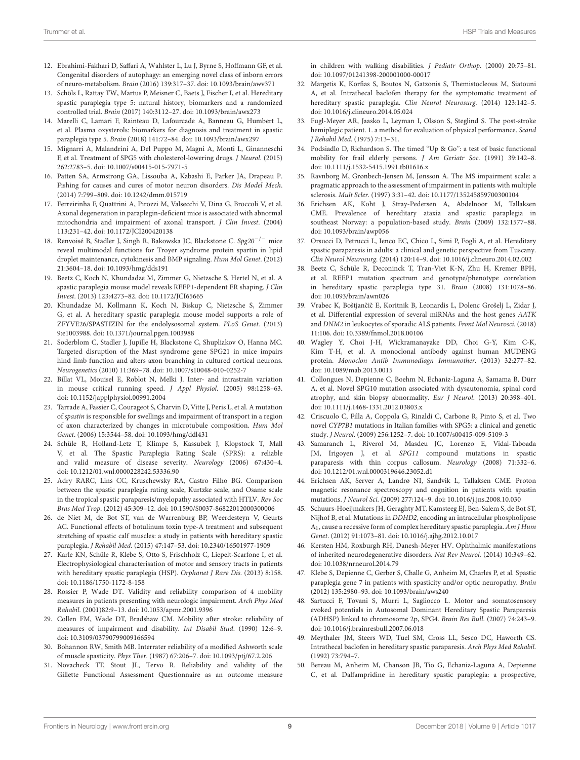12. Ebrahimi-Fakhari D, Saffari A, Wahlster L, Lu J, Byrne S, Hoffmann GF, et al. Congenital disorders of autophagy: an emerging novel class of inborn errors of neuro-metabolism. *Brain* (2016) 139:317–37. doi: 10.1093/brain/awv371

13. Schöls L, Rattay TW, Martus P, Meisner C, Baets J, Fischer I, et al. Hereditary spastic paraplegia type 5: natural history, biomarkers and a randomized controlled trial. *Brain* (2017) 140:3112–27. doi: 10.1093/brain/awx273

14. Marelli C, Lamari F, Rainteau D, Lafourcade A, Banneau G, Humbert L, et al. Plasma oxysterols: biomarkers for diagnosis and treatment in spastic paraplegia type 5. *Brain* (2018) 141:72–84. doi: 10.1093/brain/awx297

15. Mignarri A, Malandrini A, Del Puppo M, Magni A, Monti L, Ginanneschi F, et al. Treatment of SPG5 with cholesterol-lowering drugs. *J Neurol*. (2015) 262:2783–5. doi: 10.1007/s00415-015-7971-5

16. Patten SA, Armstrong GA, Lissouba A, Kabashi E, Parker JA, Drapeau P. Fishing for causes and cures of motor neuron disorders. *Dis Model Mech*. (2014) 7:799–809. doi: 10.1242/dmm.015719

17. Ferreirinha F, Quattrini A, Pirozzi M, Valsecchi V, Dina G, Broccoli V, et al. Axonal degeneration in paraplegin-deficient mice is associated with abnormal mitochondria and impairment of axonal transport. *J Clin Invest*. (2004) 113:231–42. doi: 10.1172/JCI200420138

18. Renvoisé B, Stadler J, Singh R, Bakowska JC, Blackstone C. *Spg20*$^{-/-}$ mice reveal multimodal functions for Troyer syndrome protein spartin in lipid droplet maintenance, cytokinesis and BMP signaling. *Hum Mol Genet*. (2012) 21:3604–18. doi: 10.1093/hmg/dds191

19. Beetz C, Koch N, Khundadze M, Zimmer G, Nietzsche S, Hertel N, et al. A spastic paraplegia mouse model reveals REEP1-dependent ER shaping. *J Clin Invest*. (2013) 123:4273–82. doi: 10.1172/JCI65665

20. Khundadze M, Kollmann K, Koch N, Biskup C, Nietzsche S, Zimmer G, et al. A hereditary spastic paraplegia mouse model supports a role of ZFYVE26/SPASTIZIN for the endolysosomal system. *PLoS Genet*. (2013) 9:e1003988. doi: 10.1371/journal.pgen.1003988

21. Soderblom C, Stadler J, Jupille H, Blackstone C, Shupliakov O, Hanna MC. Targeted disruption of the Mast syndrome gene SPG21 in mice impairs hind limb function and alters axon branching in cultured cortical neurons. *Neurogenetics* (2010) 11:369–78. doi: 10.1007/s10048-010-0252-7

22. Billat VL, Mouisel E, Roblot N, Melki J. Inter- and intrastrain variation in mouse critical running speed. *J Appl Physiol*. (2005) 98:1258–63. doi: 10.1152/japplphysiol.00991.2004

23. Tarrade A, Fassier C, Courageot S, Charvin D, Vitte J, Peris L, et al. A mutation of *spastin* is responsible for swellings and impairment of transport in a region of axon characterized by changes in microtubule composition. *Hum Mol Genet*. (2006) 15:3544–58. doi: 10.1093/hmg/ddl431

24. Schüle R, Holland-Letz T, Klimpe S, Kassubek J, Klopstock T, Mall V, et al. The Spastic Paraplegia Rating Scale (SPRS): a reliable and valid measure of disease severity. *Neurology* (2006) 67:430–4. doi: 10.1212/01.wnl.0000228242.53336.90

25. Adry RARC, Lins CC, Kruschewsky RA, Castro Filho BG. Comparison between the spastic paraplegia rating scale, Kurtzke scale, and Osame scale in the tropical spastic paraparesis/myelopathy associated with HTLV. *Rev Soc Bras Med Trop*. (2012) 45:309–12. doi: 10.1590/S0037-86822012000300006

26. de Niet M, de Bot ST, van de Warrenburg BP, Weerdesteyn V, Geurts AC. Functional effects of botulinum toxin type-A treatment and subsequent stretching of spastic calf muscles: a study in patients with hereditary spastic paraplegia. *J Rehabil Med*. (2015) 47:147–53. doi: 10.2340/16501977-1909

27. Karle KN, Schüle R, Klebe S, Otto S, Frischholz C, Liepelt-Scarfone I, et al. Electrophysiological characterisation of motor and sensory tracts in patients with hereditary spastic paraplegia (HSP). *Orphanet J Rare Dis*. (2013) 8:158. doi: 10.1186/1750-1172-8-158

28. Rossier P, Wade DT. Validity and reliability comparison of 4 mobility measures in patients presenting with neurologic impairment. *Arch Phys Med Rehabil*. (2001)82:9–13. doi: 10.1053/apmr.2001.9396

29. Collen FM, Wade DT, Bradshaw CM. Mobility after stroke: reliability of measures of impairment and disability. *Int Disabil Stud*. (1990) 12:6–9. doi: 10.3109/03790799009166594

30. Bohannon RW, Smith MB. Interrater reliability of a modified Ashworth scale of muscle spasticity. *Phys Ther*. (1987) 67:206–7. doi: 10.1093/ptj/67.2.206

31. Novacheck TF, Stout JL, Tervo R. Reliability and validity of the Gillette Functional Assessment Questionnaire as an outcome measure in children with walking disabilities. *J Pediatr Orthop*. (2000) 20:75–81. doi: 10.1097/01241398-200001000-00017

32. Margetis K, Korfias S, Boutos N, Gatzonis S, Themistocleous M, Siatouni A, et al. Intrathecal baclofen therapy for the symptomatic treatment of hereditary spastic paraplegia. *Clin Neurol Neurosurg*. (2014) 123:142–5. doi: 10.1016/j.clineuro.2014.05.024

33. Fugl-Meyer AR, Jaasko L, Leyman I, Olsson S, Steglind S. The post-stroke hemiplegic patient. 1. a method for evaluation of physical performance. *Scand J Rehabil Med*. (1975) 7:13–31.

34. Podsiadlo D, Richardson S. The timed "Up & Go": a test of basic functional mobility for frail elderly persons. *J Am Geriatr Soc*. (1991) 39:142–8. doi: 10.1111/j.1532-5415.1991.tb01616.x

35. Ravnborg M, Grønbech-Jensen M, Jønsson A. The MS impairment scale: a pragmatic approach to the assessment of impairment in patients with multiple sclerosis. *Mult Scler*. (1997) 3:31–42. doi: 10.1177/135245859700300104

36. Erichsen AK, Koht J, Stray-Pedersen A, Abdelnoor M, Tallaksen CME. Prevalence of hereditary ataxia and spastic paraplegia in southeast Norway: a population-based study. *Brain* (2009) 132:1577–88. doi: 10.1093/brain/awp056

37. Orsucci D, Petrucci L, Ienco EC, Chico L, Simi P, Fogli A, et al. Hereditary spastic paraparesis in adults: a clinical and genetic perspective from Tuscany. *Clin Neurol Neurosurg*. (2014) 120:14–9. doi: 10.1016/j.clineuro.2014.02.002

38. Beetz C, Schüle R, Deconinck T, Tran-Viet K-N, Zhu H, Kremer BPH, et al. REEP1 mutation spectrum and genotype/phenotype correlation in hereditary spastic paraplegia type 31. *Brain* (2008) 131:1078–86. doi: 10.1093/brain/awn026

39. Vrabec K, Boštjančič E, Koritnik B, Leonardis L, Dolenc Grošelj L, Zidar J, et al. Differential expression of several miRNAs and the host genes *AATK* and *DNM2* in leukocytes of sporadic ALS patients. *Front Mol Neurosci*. (2018) 11:106. doi: 10.3389/fnmol.2018.00106

40. Wagley Y, Yoo Y, Choi J-H, Wickramanayake DD, Choi G-Y, Kim C-K, Kim T-H, et al. A monoclonal antibody against human MUDENG protein. *Monoclon Antib Immunodiagn Immunother*. (2013) 32:277–82. doi: 10.1089/mab.2013.0015

41. Collongues N, Depienne C, Boehm N, Echaniz-Laguna A, Samama B, Dürr A, et al. Novel SPG10 mutation associated with dysautonomia, spinal cord atrophy, and skin biopsy abnormality. *Eur J Neurol*. (2013) 20:398–401. doi: 10.1111/j.1468-1331.2012.03803.x

42. Criscuolo C, Filla A, Coppola G, Rinaldi C, Carbone R, Pinto S, et al. Two novel *CYP7B1* mutations in Italian families with SPG5: a clinical and genetic study. *J Neurol*. (2009) 256:1252–7. doi: 10.1007/s00415-009-5109-3

43. Samaranch L, Riverol M, Masdeu JC, Lorenzo E, Vidal-Taboada JM, Irigoyen J, et al. *SPG11* compound mutations in spastic paraparesis with thin corpus callosum. *Neurology* (2008) 71:332–6. doi: 10.1212/01.wnl.0000319646.23052.d1

44. Erichsen AK, Server A, Landrø NI, Sandvik L, Tallaksen CME. Proton magnetic resonance spectroscopy and cognition in patients with spastin mutations. *J Neurol Sci*. (2009) 277:124–9. doi: 10.1016/j.jns.2008.10.030

45. Schuurs-Hoeijmakers JH, Geraghty MT, Kamsteeg EJ, Ben-Salem S, de Bot ST, Nijhof B, et al. Mutations in *DDHD2*, encoding an intracellular phospholipase $A_1$, cause a recessive form of complex hereditary spastic paraplegia. *Am J Hum Genet*. (2012) 91:1073–81. doi: 10.1016/j.ajhg.2012.10.017

46. Kersten HM, Roxburgh RH, Danesh-Meyer HV. Ophthalmic manifestations of inherited neurodegenerative disorders. *Nat Rev Neurol*. (2014) 10:349–62. doi: 10.1038/nrneurol.2014.79

47. Klebe S, Depienne C, Gerber S, Challe G, Anheim M, Charles P, et al. Spastic paraplegia gene 7 in patients with spasticity and/or optic neuropathy. *Brain* (2012) 135:2980–93. doi: 10.1093/brain/aws240

48. Sartucci F, Tovani S, Murri L, Sagliocco L. Motor and somatosensory evoked potentials in Autosomal Dominant Hereditary Spastic Paraparesis (ADHSP) linked to chromosome 2p, SPG4. *Brain Res Bull*. (2007) 74:243–9. doi: 10.1016/j.brainresbull.2007.06.018

49. Meythaler JM, Steers WD, Tuel SM, Cross LL, Sesco DC, Haworth CS. Intrathecal baclofen in hereditary spastic paraparesis. *Arch Phys Med Rehabil*. (1992) 73:794–7.

50. Bereau M, Anheim M, Chanson JB, Tio G, Echaniz-Laguna A, Depienne C, et al. Dalfampridine in hereditary spastic paraplegia: a prospective,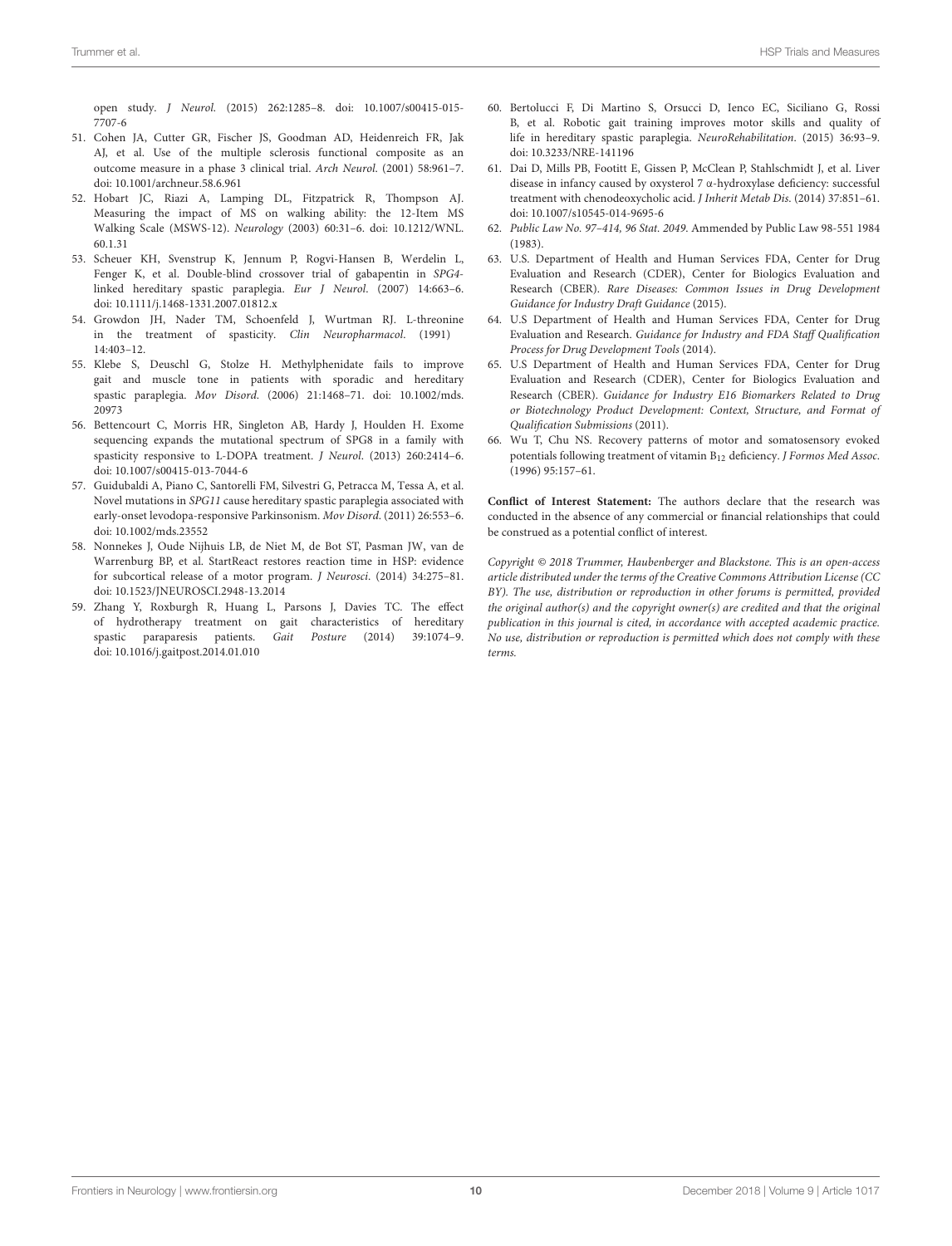open study. *J Neurol.* (2015) 262:1285–8. doi: 10.1007/s00415-015-7707-6

51. Cohen JA, Cutter GR, Fischer JS, Goodman AD, Heidenreich FR, Jak AJ, et al. Use of the multiple sclerosis functional composite as an outcome measure in a phase 3 clinical trial. *Arch Neurol.* (2001) 58:961–7. doi: 10.1001/archneur.58.6.961
52. Hobart JC, Riazi A, Lamping DL, Fitzpatrick R, Thompson AJ. Measuring the impact of MS on walking ability: the 12-Item MS Walking Scale (MSWS-12). *Neurology* (2003) 60:31–6. doi: 10.1212/WNL.60.1.31
53. Scheuer KH, Svenstrup K, Jennum P, Rogvi-Hansen B, Werdelin L, Fenger K, et al. Double-blind crossover trial of gabapentin in *SPG4*-linked hereditary spastic paraplegia. *Eur J Neurol.* (2007) 14:663–6. doi: 10.1111/j.1468-1331.2007.01812.x
54. Growdon JH, Nader TM, Schoenfeld J, Wurtman RJ. L-threonine in the treatment of spasticity. *Clin Neuropharmacol.* (1991) 14:403–12.
55. Klebe S, Deuschl G, Stolze H. Methylphenidate fails to improve gait and muscle tone in patients with sporadic and hereditary spastic paraplegia. *Mov Disord.* (2006) 21:1468–71. doi: 10.1002/mds.20973
56. Bettencourt C, Morris HR, Singleton AB, Hardy J, Houlden H. Exome sequencing expands the mutational spectrum of SPG8 in a family with spasticity responsive to L-DOPA treatment. *J Neurol.* (2013) 260:2414–6. doi: 10.1007/s00415-013-7044-6
57. Guidubaldi A, Piano C, Santorelli FM, Silvestri G, Petracca M, Tessa A, et al. Novel mutations in *SPG11* cause hereditary spastic paraplegia associated with early-onset levodopa-responsive Parkinsonism. *Mov Disord.* (2011) 26:553–6. doi: 10.1002/mds.23552
58. Nonnekes J, Oude Nijhuis LB, de Niet M, de Bot ST, Pasman JW, van de Warrenburg BP, et al. StartReact restores reaction time in HSP: evidence for subcortical release of a motor program. *J Neurosci.* (2014) 34:275–81. doi: 10.1523/JNEUROSCI.2948-13.2014
59. Zhang Y, Roxburgh R, Huang L, Parsons J, Davies TC. The effect of hydrotherapy treatment on gait characteristics of hereditary spastic paraparesis patients. *Gait Posture* (2014) 39:1074–9. doi: 10.1016/j.gaitpost.2014.01.010
60. Bertolucci F, Di Martino S, Orsucci D, Ienco EC, Siciliano G, Rossi B, et al. Robotic gait training improves motor skills and quality of life in hereditary spastic paraplegia. *NeuroRehabilitation.* (2015) 36:93–9. doi: 10.3233/NRE-141196
61. Dai D, Mills PB, Footitt E, Gissen P, McClean P, Stahlschmidt J, et al. Liver disease in infancy caused by oxysterol 7 α-hydroxylase deficiency: successful treatment with chenodeoxycholic acid. *J Inherit Metab Dis.* (2014) 37:851–61. doi: 10.1007/s10545-014-9695-6
62. *Public Law No. 97–414, 96 Stat. 2049.* Ammended by Public Law 98-551 1984 (1983).
63. U.S. Department of Health and Human Services FDA, Center for Drug Evaluation and Research (CDER), Center for Biologics Evaluation and Research (CBER). *Rare Diseases: Common Issues in Drug Development Guidance for Industry Draft Guidance* (2015).
64. U.S Department of Health and Human Services FDA, Center for Drug Evaluation and Research. *Guidance for Industry and FDA Staff Qualification Process for Drug Development Tools* (2014).
65. U.S Department of Health and Human Services FDA, Center for Drug Evaluation and Research (CDER), Center for Biologics Evaluation and Research (CBER). *Guidance for Industry E16 Biomarkers Related to Drug or Biotechnology Product Development: Context, Structure, and Format of Qualification Submissions* (2011).
66. Wu T, Chu NS. Recovery patterns of motor and somatosensory evoked potentials following treatment of vitamin $B_{12}$ deficiency. *J Formos Med Assoc.* (1996) 95:157–61.

**Conflict of Interest Statement:** The authors declare that the research was conducted in the absence of any commercial or financial relationships that could be construed as a potential conflict of interest.

*Copyright © 2018 Trummer, Haubenberger and Blackstone. This is an open-access article distributed under the terms of the Creative Commons Attribution License (CC BY). The use, distribution or reproduction in other forums is permitted, provided the original author(s) and the copyright owner(s) are credited and that the original publication in this journal is cited, in accordance with accepted academic practice. No use, distribution or reproduction is permitted which does not comply with these terms.*